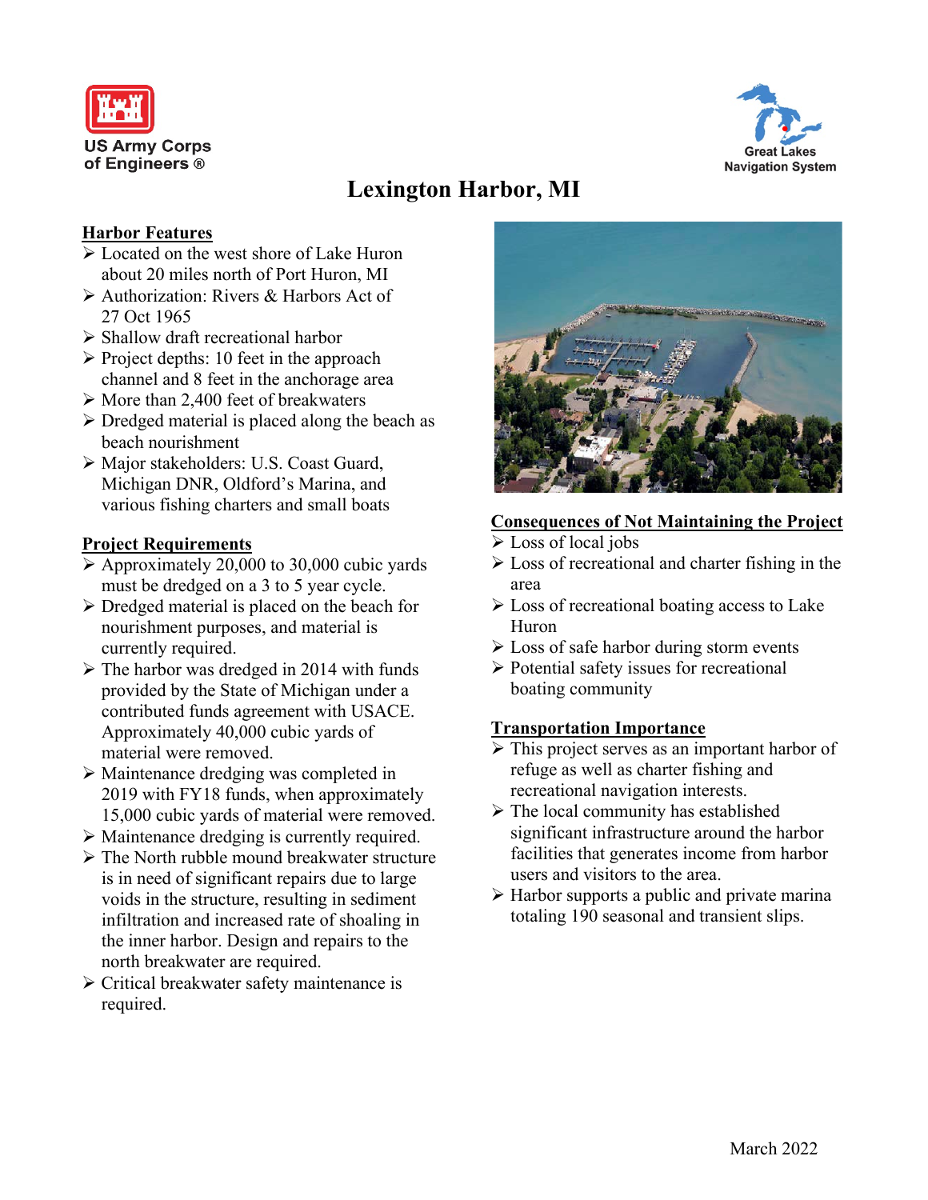US Army Corps of Engineers ®

Great Lakes Navigation System

# Lexington Harbor, MI

## Harbor Features

- Located on the west shore of Lake Huron about 20 miles north of Port Huron, MI
- Authorization: Rivers & Harbors Act of 27 Oct 1965
- Shallow draft recreational harbor
- Project depths: 10 feet in the approach channel and 8 feet in the anchorage area
- More than 2,400 feet of breakwaters
- Dredged material is placed along the beach as beach nourishment
- Major stakeholders: U.S. Coast Guard, Michigan DNR, Oldford's Marina, and various fishing charters and small boats

## Project Requirements

- Approximately 20,000 to 30,000 cubic yards must be dredged on a 3 to 5 year cycle.
- Dredged material is placed on the beach for nourishment purposes, and material is currently required.
- The harbor was dredged in 2014 with funds provided by the State of Michigan under a contributed funds agreement with USACE. Approximately 40,000 cubic yards of material were removed.
- Maintenance dredging was completed in 2019 with FY18 funds, when approximately 15,000 cubic yards of material were removed.
- Maintenance dredging is currently required.
- The North rubble mound breakwater structure is in need of significant repairs due to large voids in the structure, resulting in sediment infiltration and increased rate of shoaling in the inner harbor. Design and repairs to the north breakwater are required.
- Critical breakwater safety maintenance is required.

## Consequences of Not Maintaining the Project

- Loss of local jobs
- Loss of recreational and charter fishing in the area
- Loss of recreational boating access to Lake Huron
- Loss of safe harbor during storm events
- Potential safety issues for recreational boating community

## Transportation Importance

- This project serves as an important harbor of refuge as well as charter fishing and recreational navigation interests.
- The local community has established significant infrastructure around the harbor facilities that generates income from harbor users and visitors to the area.
- Harbor supports a public and private marina totaling 190 seasonal and transient slips.

March 2022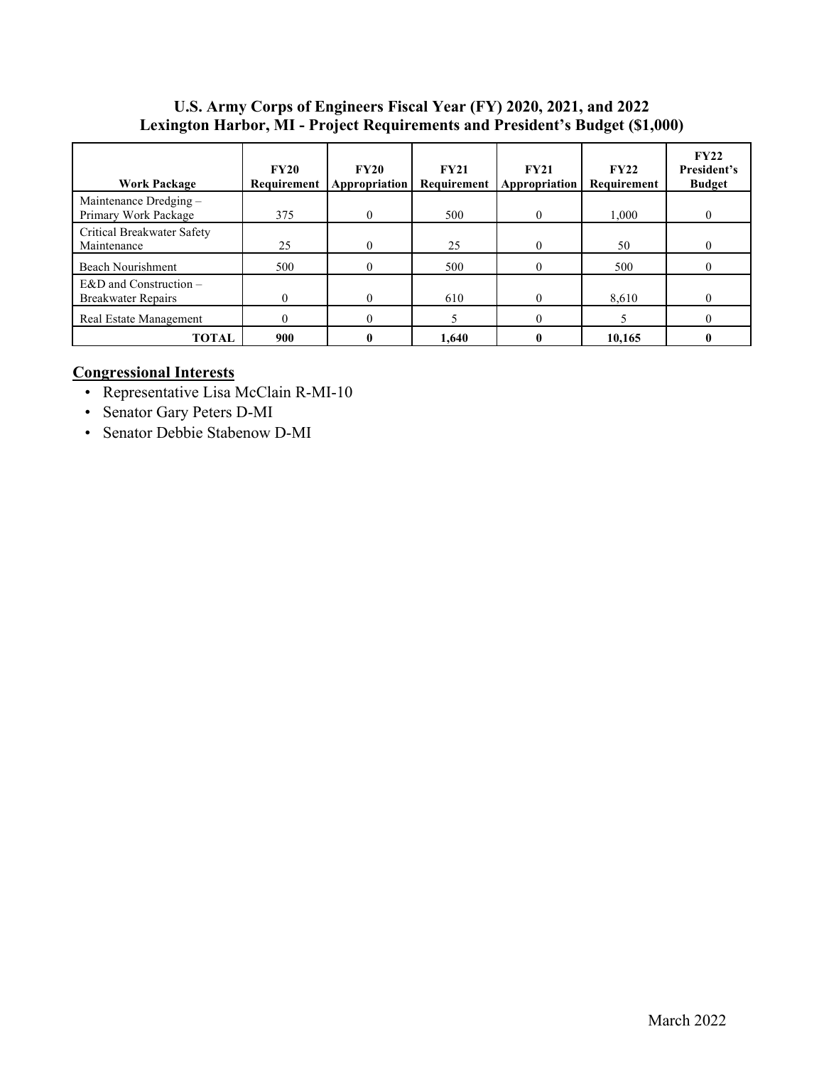## U.S. Army Corps of Engineers Fiscal Year (FY) 2020, 2021, and 2022
## Lexington Harbor, MI - Project Requirements and President's Budget ($1,000)

| Work Package | FY20 Requirement | FY20 Appropriation | FY21 Requirement | FY21 Appropriation | FY22 Requirement | FY22 President's Budget |
|---|---|---|---|---|---|---|
| Maintenance Dredging – Primary Work Package | 375 | 0 | 500 | 0 | 1,000 | 0 |
| Critical Breakwater Safety Maintenance | 25 | 0 | 25 | 0 | 50 | 0 |
| Beach Nourishment | 500 | 0 | 500 | 0 | 500 | 0 |
| E&D and Construction – Breakwater Repairs | 0 | 0 | 610 | 0 | 8,610 | 0 |
| Real Estate Management | 0 | 0 | 5 | 0 | 5 | 0 |
| **TOTAL** | **900** | **0** | **1,640** | **0** | **10,165** | **0** |

### Congressional Interests

- Representative Lisa McClain R-MI-10
- Senator Gary Peters D-MI
- Senator Debbie Stabenow D-MI

March 2022